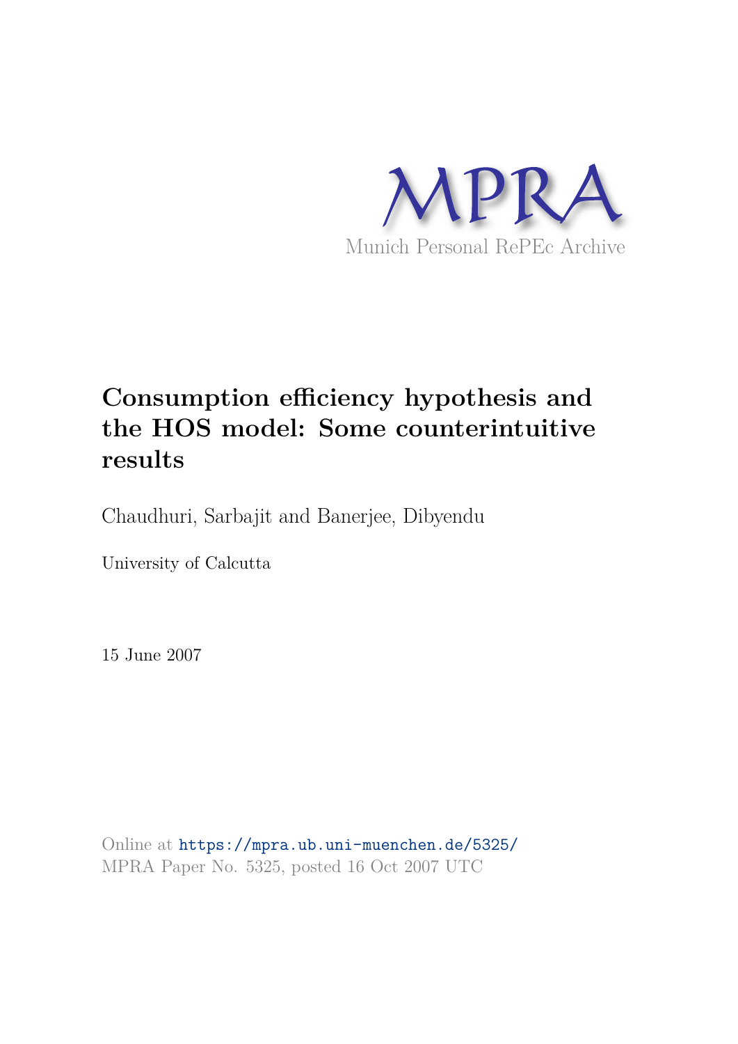MPRA

Munich Personal RePEc Archive

# Consumption efficiency hypothesis and the HOS model: Some counterintuitive results

Chaudhuri, Sarbajit and Banerjee, Dibyendu

University of Calcutta

15 June 2007

Online at https://mpra.ub.uni-muenchen.de/5325/
MPRA Paper No. 5325, posted 16 Oct 2007 UTC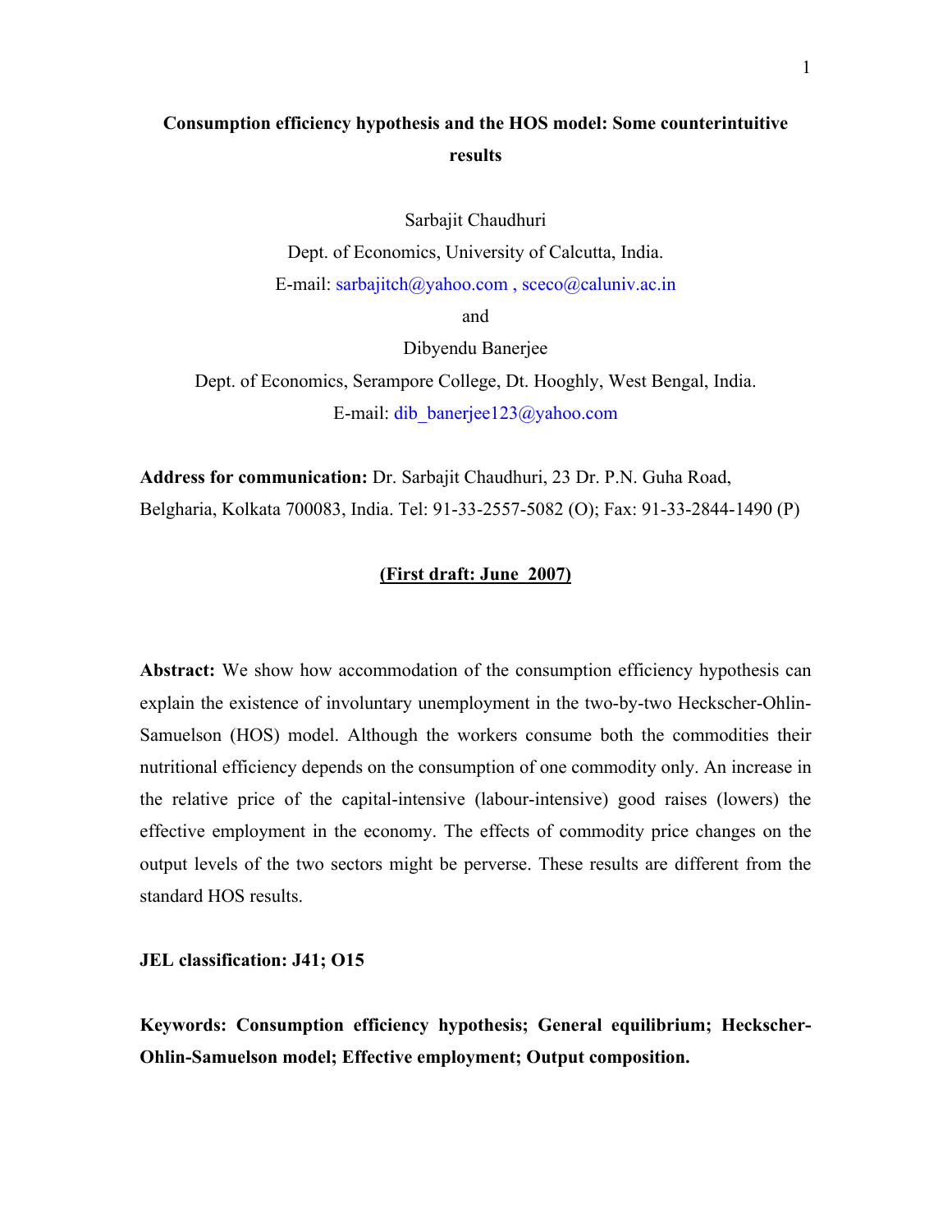# Consumption efficiency hypothesis and the HOS model: Some counterintuitive results

Sarbajit Chaudhuri

Dept. of Economics, University of Calcutta, India.

E-mail: sarbajitch@yahoo.com , sceco@caluniv.ac.in

and

Dibyendu Banerjee

Dept. of Economics, Serampore College, Dt. Hooghly, West Bengal, India.

E-mail: dib_banerjee123@yahoo.com

**Address for communication:** Dr. Sarbajit Chaudhuri, 23 Dr. P.N. Guha Road, Belgharia, Kolkata 700083, India. Tel: 91-33-2557-5082 (O); Fax: 91-33-2844-1490 (P)

**(First draft: June 2007)**

**Abstract:** We show how accommodation of the consumption efficiency hypothesis can explain the existence of involuntary unemployment in the two-by-two Heckscher-Ohlin-Samuelson (HOS) model. Although the workers consume both the commodities their nutritional efficiency depends on the consumption of one commodity only. An increase in the relative price of the capital-intensive (labour-intensive) good raises (lowers) the effective employment in the economy. The effects of commodity price changes on the output levels of the two sectors might be perverse. These results are different from the standard HOS results.

**JEL classification: J41; O15**

**Keywords: Consumption efficiency hypothesis; General equilibrium; Heckscher-Ohlin-Samuelson model; Effective employment; Output composition.**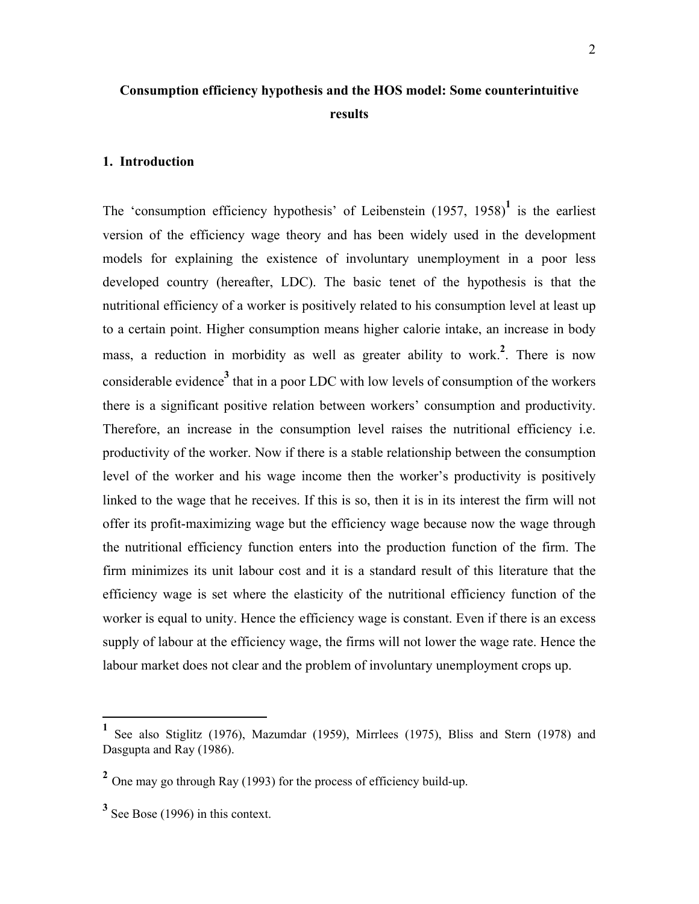# Consumption efficiency hypothesis and the HOS model: Some counterintuitive results

## 1. Introduction

The 'consumption efficiency hypothesis' of Leibenstein (1957, 1958)[1] is the earliest version of the efficiency wage theory and has been widely used in the development models for explaining the existence of involuntary unemployment in a poor less developed country (hereafter, LDC). The basic tenet of the hypothesis is that the nutritional efficiency of a worker is positively related to his consumption level at least up to a certain point. Higher consumption means higher calorie intake, an increase in body mass, a reduction in morbidity as well as greater ability to work.[2]. There is now considerable evidence[3] that in a poor LDC with low levels of consumption of the workers there is a significant positive relation between workers' consumption and productivity. Therefore, an increase in the consumption level raises the nutritional efficiency i.e. productivity of the worker. Now if there is a stable relationship between the consumption level of the worker and his wage income then the worker's productivity is positively linked to the wage that he receives. If this is so, then it is in its interest the firm will not offer its profit-maximizing wage but the efficiency wage because now the wage through the nutritional efficiency function enters into the production function of the firm. The firm minimizes its unit labour cost and it is a standard result of this literature that the efficiency wage is set where the elasticity of the nutritional efficiency function of the worker is equal to unity. Hence the efficiency wage is constant. Even if there is an excess supply of labour at the efficiency wage, the firms will not lower the wage rate. Hence the labour market does not clear and the problem of involuntary unemployment crops up.

---

[1] See also Stiglitz (1976), Mazumdar (1959), Mirrlees (1975), Bliss and Stern (1978) and Dasgupta and Ray (1986).

[2] One may go through Ray (1993) for the process of efficiency build-up.

[3] See Bose (1996) in this context.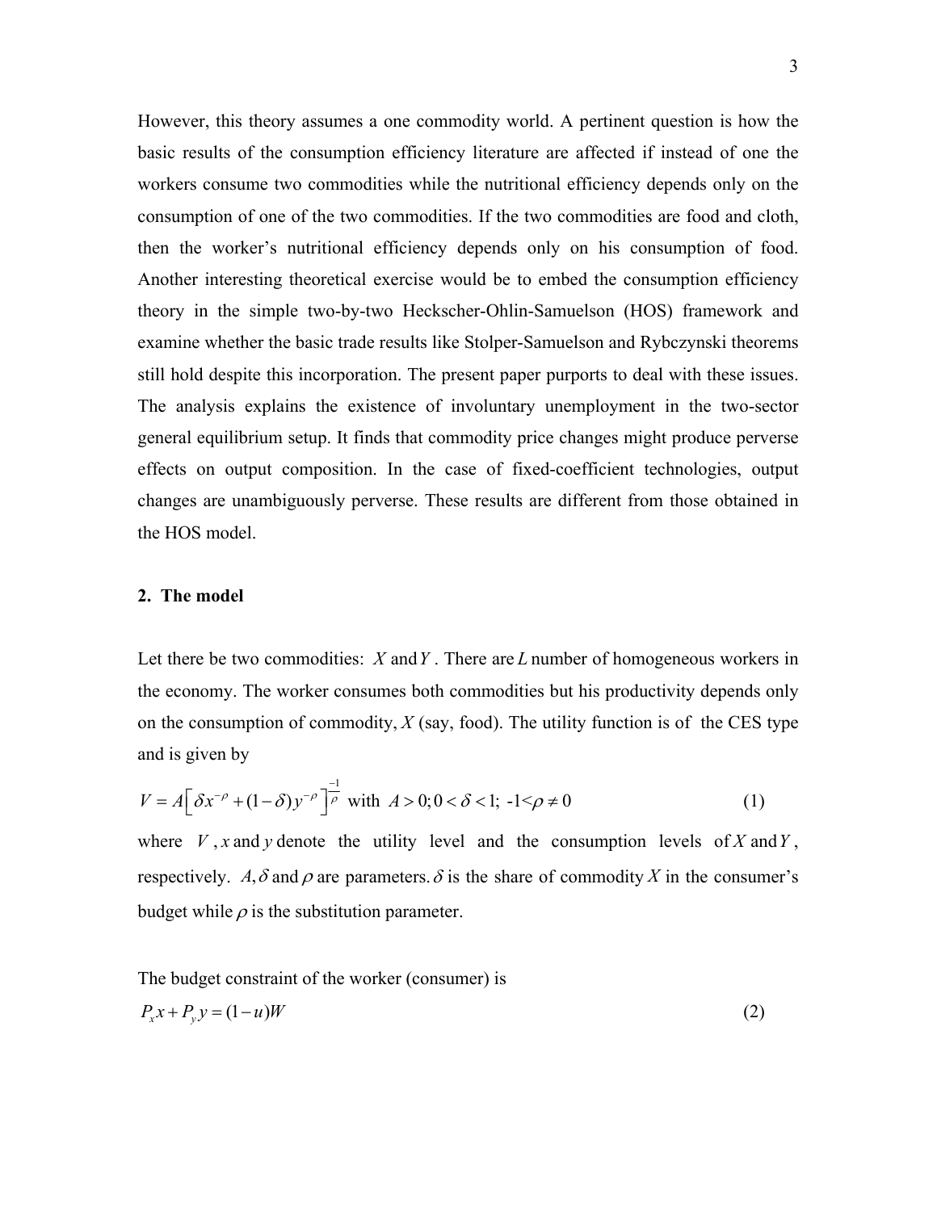However, this theory assumes a one commodity world. A pertinent question is how the basic results of the consumption efficiency literature are affected if instead of one the workers consume two commodities while the nutritional efficiency depends only on the consumption of one of the two commodities. If the two commodities are food and cloth, then the worker's nutritional efficiency depends only on his consumption of food. Another interesting theoretical exercise would be to embed the consumption efficiency theory in the simple two-by-two Heckscher-Ohlin-Samuelson (HOS) framework and examine whether the basic trade results like Stolper-Samuelson and Rybczynski theorems still hold despite this incorporation. The present paper purports to deal with these issues. The analysis explains the existence of involuntary unemployment in the two-sector general equilibrium setup. It finds that commodity price changes might produce perverse effects on output composition. In the case of fixed-coefficient technologies, output changes are unambiguously perverse. These results are different from those obtained in the HOS model.

## 2. The model

Let there be two commodities: $X$ and $Y$. There are $L$ number of homogeneous workers in the economy. The worker consumes both commodities but his productivity depends only on the consumption of commodity, $X$ (say, food). The utility function is of the CES type and is given by

$$V = A\left[\delta x^{-\rho} + (1-\delta) y^{-\rho}\right]^{\frac{-1}{\rho}} \text{ with } A > 0; 0 < \delta < 1; \; -1 < \rho \neq 0 \tag{1}$$

where $V$, $x$ and $y$ denote the utility level and the consumption levels of $X$ and $Y$, respectively. $A, \delta$ and $\rho$ are parameters. $\delta$ is the share of commodity $X$ in the consumer's budget while $\rho$ is the substitution parameter.

The budget constraint of the worker (consumer) is

$$P_x x + P_y y = (1-u)W \tag{2}$$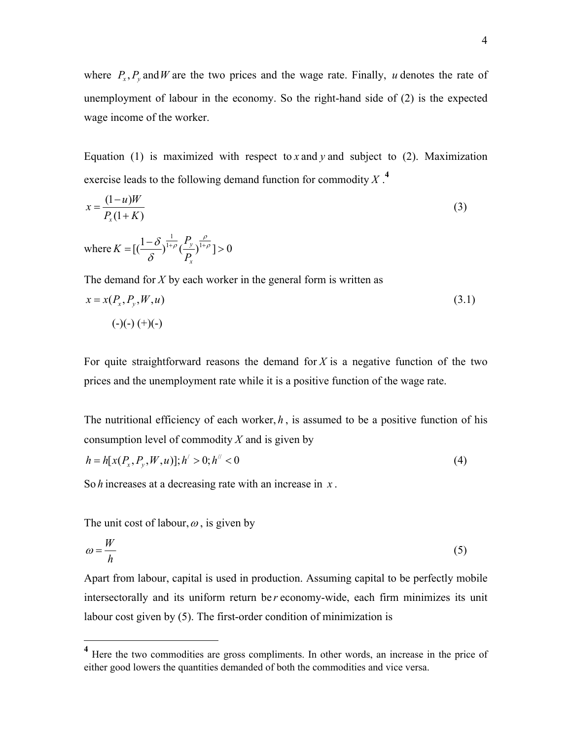where $P_x, P_y$ and $W$ are the two prices and the wage rate. Finally, $u$ denotes the rate of unemployment of labour in the economy. So the right-hand side of (2) is the expected wage income of the worker.

Equation (1) is maximized with respect to $x$ and $y$ and subject to (2). Maximization exercise leads to the following demand function for commodity $X$.[4]

$$x = \frac{(1-u)W}{P_x(1+K)} \tag{3}$$

where $K = [(\frac{1-\delta}{\delta})^{\frac{1}{1+\rho}}(\frac{P_y}{P_x})^{\frac{\rho}{1+\rho}}] > 0$

The demand for $X$ by each worker in the general form is written as

$$\underset{\quad(-)(-)\,(+)(-)}{x = x(P_x, P_y, W, u)} \tag{3.1}$$

For quite straightforward reasons the demand for $X$ is a negative function of the two prices and the unemployment rate while it is a positive function of the wage rate.

The nutritional efficiency of each worker, $h$, is assumed to be a positive function of his consumption level of commodity $X$ and is given by

$$h = h[x(P_x, P_y, W, u)]; h^{/} > 0; h^{//} < 0 \tag{4}$$

So $h$ increases at a decreasing rate with an increase in $x$.

The unit cost of labour, $\omega$, is given by

$$\omega = \frac{W}{h} \tag{5}$$

Apart from labour, capital is used in production. Assuming capital to be perfectly mobile intersectorally and its uniform return be $r$ economy-wide, each firm minimizes its unit labour cost given by (5). The first-order condition of minimization is

---

[4] Here the two commodities are gross compliments. In other words, an increase in the price of either good lowers the quantities demanded of both the commodities and vice versa.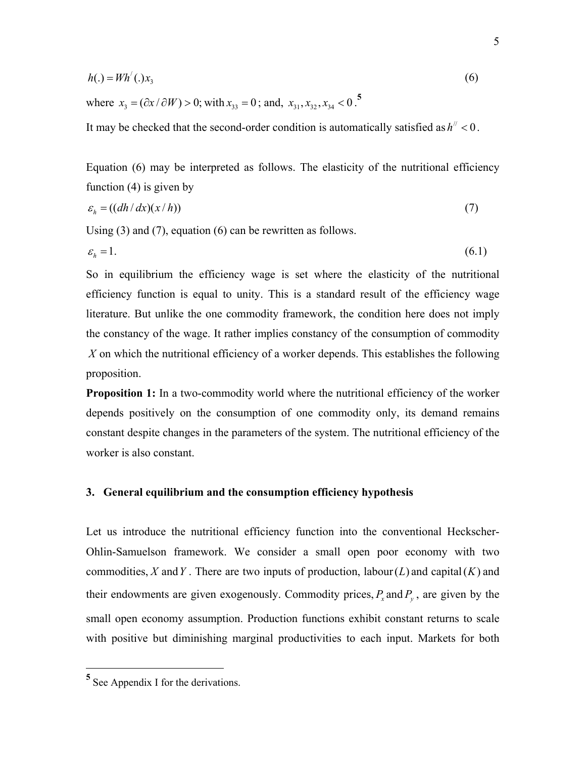$$h(.) = Wh^{/}(.)x_3 \qquad (6)$$

where $x_3 = (\partial x / \partial W) > 0$; with $x_{33} = 0$; and, $x_{31}, x_{32}, x_{34} < 0$.[5]

It may be checked that the second-order condition is automatically satisfied as $h^{//} < 0$.

Equation (6) may be interpreted as follows. The elasticity of the nutritional efficiency function (4) is given by

$$\varepsilon_h = ((dh/dx)(x/h)) \qquad (7)$$

Using (3) and (7), equation (6) can be rewritten as follows.

$$\varepsilon_h = 1. \qquad (6.1)$$

So in equilibrium the efficiency wage is set where the elasticity of the nutritional efficiency function is equal to unity. This is a standard result of the efficiency wage literature. But unlike the one commodity framework, the condition here does not imply the constancy of the wage. It rather implies constancy of the consumption of commodity $X$ on which the nutritional efficiency of a worker depends. This establishes the following proposition.

**Proposition 1:** In a two-commodity world where the nutritional efficiency of the worker depends positively on the consumption of one commodity only, its demand remains constant despite changes in the parameters of the system. The nutritional efficiency of the worker is also constant.

## 3. General equilibrium and the consumption efficiency hypothesis

Let us introduce the nutritional efficiency function into the conventional Heckscher-Ohlin-Samuelson framework. We consider a small open poor economy with two commodities, $X$ and $Y$. There are two inputs of production, labour $(L)$ and capital $(K)$ and their endowments are given exogenously. Commodity prices, $P_x$ and $P_y$, are given by the small open economy assumption. Production functions exhibit constant returns to scale with positive but diminishing marginal productivities to each input. Markets for both

---

[5] See Appendix I for the derivations.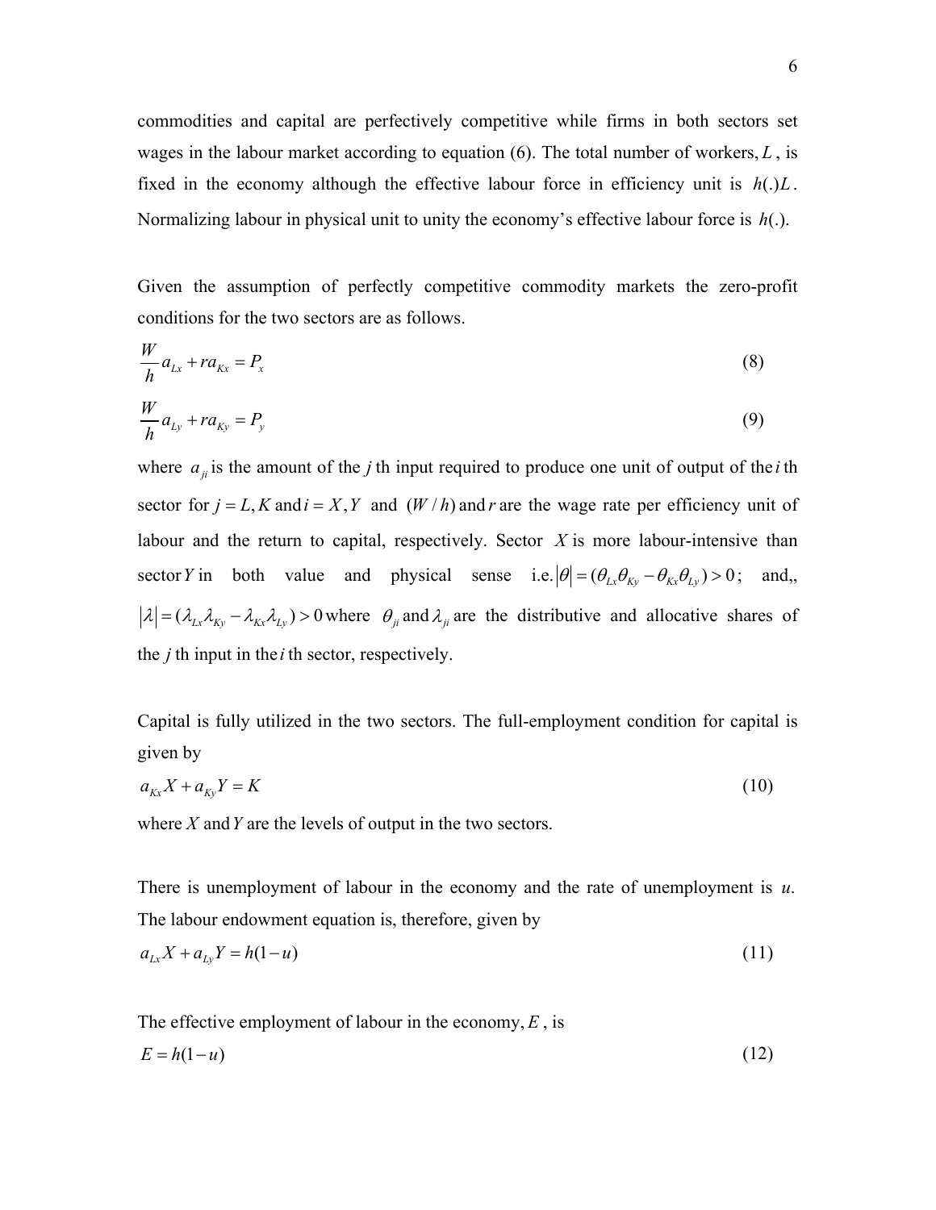commodities and capital are perfectively competitive while firms in both sectors set wages in the labour market according to equation (6). The total number of workers, $L$, is fixed in the economy although the effective labour force in efficiency unit is $h(.)L$. Normalizing labour in physical unit to unity the economy's effective labour force is $h(.)$.

Given the assumption of perfectly competitive commodity markets the zero-profit conditions for the two sectors are as follows.

$$\frac{W}{h}a_{Lx} + ra_{Kx} = P_x \tag{8}$$

$$\frac{W}{h}a_{Ly} + ra_{Ky} = P_y \tag{9}$$

where $a_{ji}$ is the amount of the $j$ th input required to produce one unit of output of the $i$ th sector for $j = L, K$ and $i = X, Y$ and $(W/h)$ and $r$ are the wage rate per efficiency unit of labour and the return to capital, respectively. Sector $X$ is more labour-intensive than sector $Y$ in both value and physical sense i.e. $|\theta| = (\theta_{Lx}\theta_{Ky} - \theta_{Kx}\theta_{Ly}) > 0$; and,, $|\lambda| = (\lambda_{Lx}\lambda_{Ky} - \lambda_{Kx}\lambda_{Ly}) > 0$ where $\theta_{ji}$ and $\lambda_{ji}$ are the distributive and allocative shares of the $j$ th input in the $i$ th sector, respectively.

Capital is fully utilized in the two sectors. The full-employment condition for capital is given by

$$a_{Kx}X + a_{Ky}Y = K \tag{10}$$

where $X$ and $Y$ are the levels of output in the two sectors.

There is unemployment of labour in the economy and the rate of unemployment is $u$. The labour endowment equation is, therefore, given by

$$a_{Lx}X + a_{Ly}Y = h(1-u) \tag{11}$$

The effective employment of labour in the economy, $E$, is

$$E = h(1-u) \tag{12}$$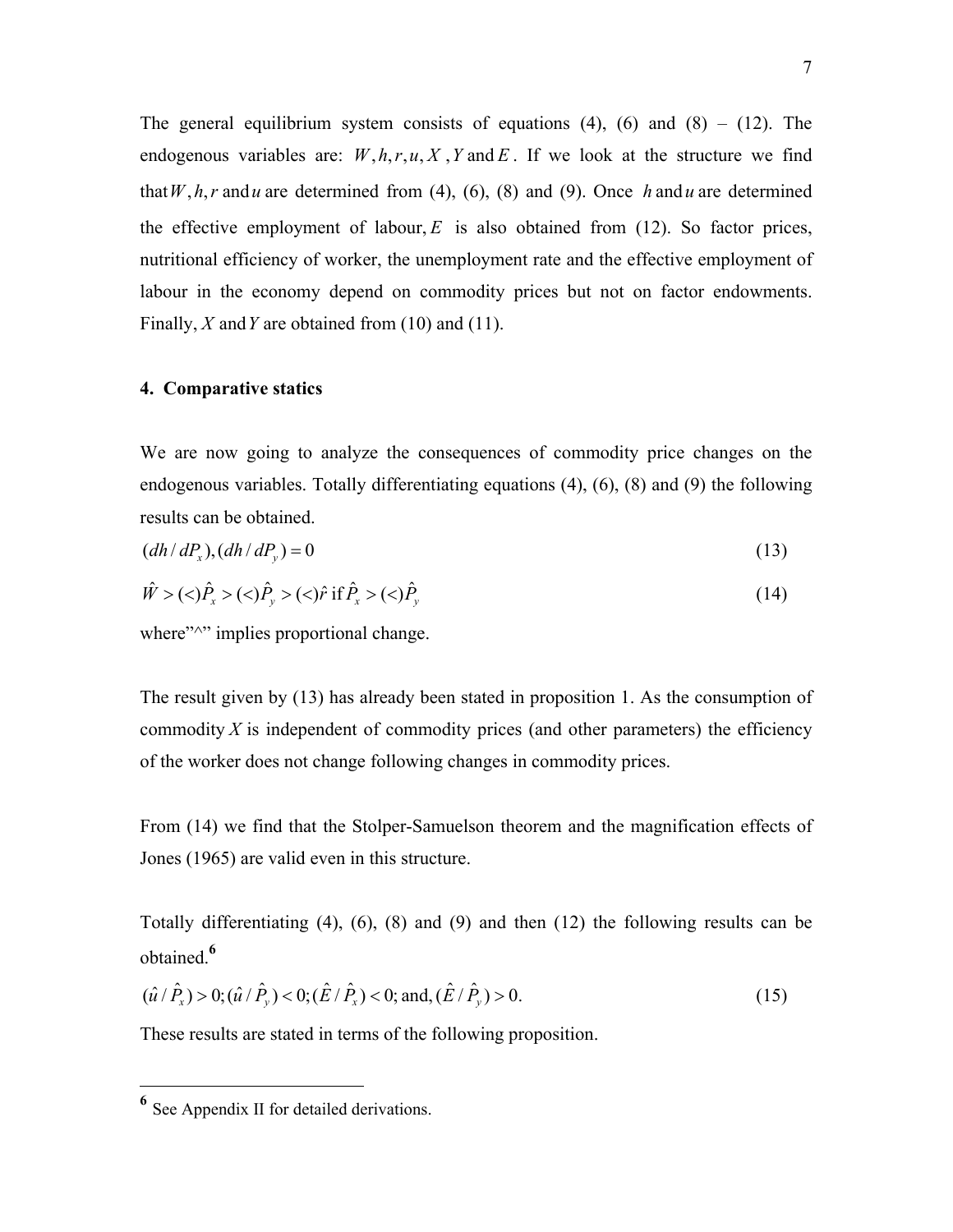The general equilibrium system consists of equations (4), (6) and (8) – (12). The endogenous variables are: $W, h, r, u, X$ , $Y$ and $E$ . If we look at the structure we find that $W, h, r$ and $u$ are determined from (4), (6), (8) and (9). Once $h$ and $u$ are determined the effective employment of labour, $E$ is also obtained from (12). So factor prices, nutritional efficiency of worker, the unemployment rate and the effective employment of labour in the economy depend on commodity prices but not on factor endowments. Finally, $X$ and $Y$ are obtained from (10) and (11).

## 4. Comparative statics

We are now going to analyze the consequences of commodity price changes on the endogenous variables. Totally differentiating equations (4), (6), (8) and (9) the following results can be obtained.

$$(dh / dP_x), (dh / dP_y) = 0 \tag{13}$$

$$\hat{W} > (<) \hat{P}_x > (<) \hat{P}_y > (<) \hat{r} \text{ if } \hat{P}_x > (<) \hat{P}_y \tag{14}$$

where"^" implies proportional change.

The result given by (13) has already been stated in proposition 1. As the consumption of commodity $X$ is independent of commodity prices (and other parameters) the efficiency of the worker does not change following changes in commodity prices.

From (14) we find that the Stolper-Samuelson theorem and the magnification effects of Jones (1965) are valid even in this structure.

Totally differentiating (4), (6), (8) and (9) and then (12) the following results can be obtained.[6]

$$(\hat{u} / \hat{P}_x) > 0; (\hat{u} / \hat{P}_y) < 0; (\hat{E} / \hat{P}_x) < 0; \text{and}, (\hat{E} / \hat{P}_y) > 0. \tag{15}$$

These results are stated in terms of the following proposition.

---

[6] See Appendix II for detailed derivations.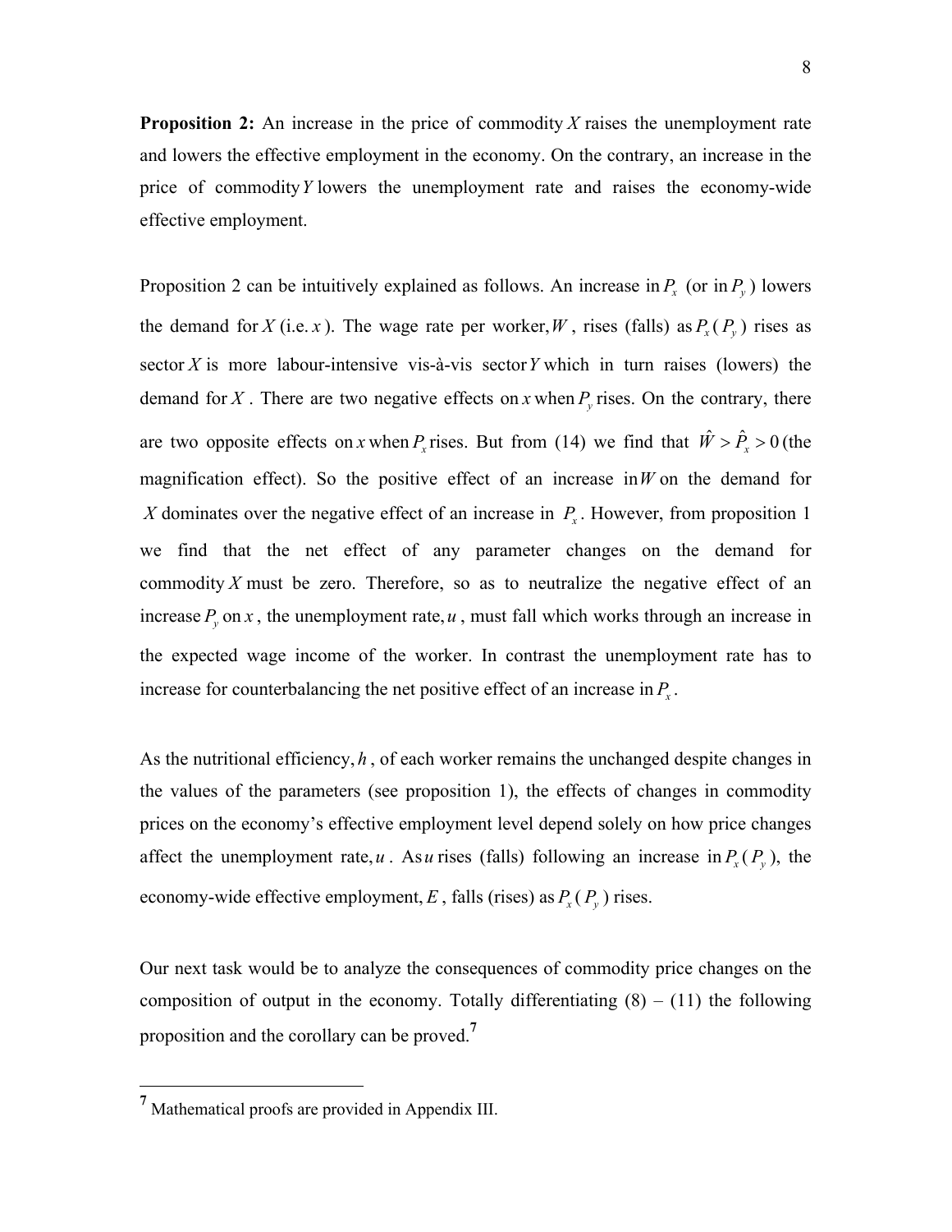**Proposition 2:** An increase in the price of commodity $X$ raises the unemployment rate and lowers the effective employment in the economy. On the contrary, an increase in the price of commodity $Y$ lowers the unemployment rate and raises the economy-wide effective employment.

Proposition 2 can be intuitively explained as follows. An increase in $P_x$ (or in $P_y$) lowers the demand for $X$ (i.e. $x$). The wage rate per worker, $W$, rises (falls) as $P_x$ ($P_y$) rises as sector $X$ is more labour-intensive vis-à-vis sector $Y$ which in turn raises (lowers) the demand for $X$. There are two negative effects on $x$ when $P_y$ rises. On the contrary, there are two opposite effects on $x$ when $P_x$ rises. But from (14) we find that $\hat{W} > \hat{P}_x > 0$ (the magnification effect). So the positive effect of an increase in $W$ on the demand for $X$ dominates over the negative effect of an increase in $P_x$. However, from proposition 1 we find that the net effect of any parameter changes on the demand for commodity $X$ must be zero. Therefore, so as to neutralize the negative effect of an increase $P_y$ on $x$, the unemployment rate, $u$, must fall which works through an increase in the expected wage income of the worker. In contrast the unemployment rate has to increase for counterbalancing the net positive effect of an increase in $P_x$.

As the nutritional efficiency, $h$, of each worker remains the unchanged despite changes in the values of the parameters (see proposition 1), the effects of changes in commodity prices on the economy's effective employment level depend solely on how price changes affect the unemployment rate, $u$. As $u$ rises (falls) following an increase in $P_x$ ($P_y$), the economy-wide effective employment, $E$, falls (rises) as $P_x$ ($P_y$) rises.

Our next task would be to analyze the consequences of commodity price changes on the composition of output in the economy. Totally differentiating (8) – (11) the following proposition and the corollary can be proved.[7]

[7] Mathematical proofs are provided in Appendix III.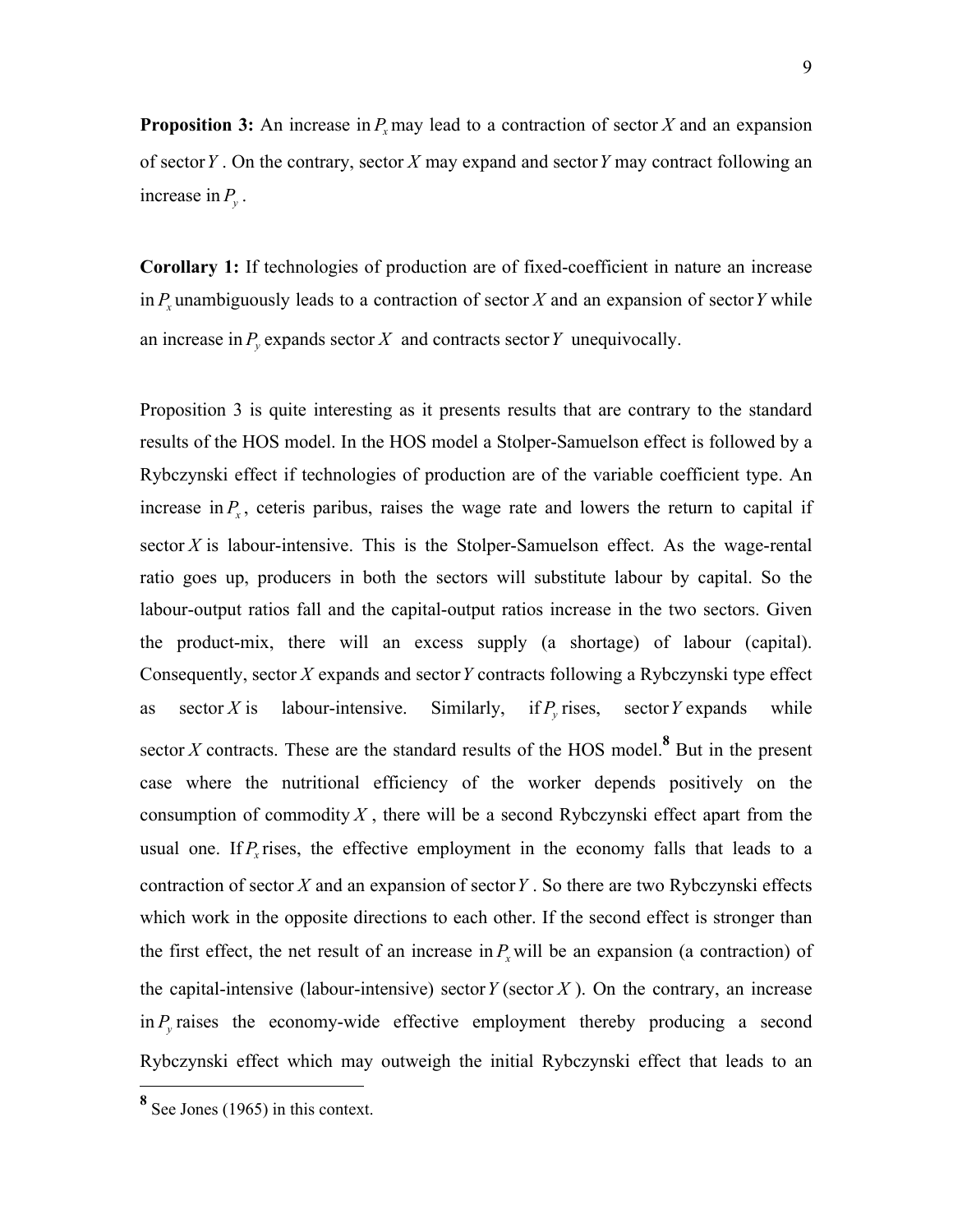**Proposition 3:** An increase in $P_x$ may lead to a contraction of sector $X$ and an expansion of sector $Y$. On the contrary, sector $X$ may expand and sector $Y$ may contract following an increase in $P_y$.

**Corollary 1:** If technologies of production are of fixed-coefficient in nature an increase in $P_x$ unambiguously leads to a contraction of sector $X$ and an expansion of sector $Y$ while an increase in $P_y$ expands sector $X$ and contracts sector $Y$ unequivocally.

Proposition 3 is quite interesting as it presents results that are contrary to the standard results of the HOS model. In the HOS model a Stolper-Samuelson effect is followed by a Rybczynski effect if technologies of production are of the variable coefficient type. An increase in $P_x$, ceteris paribus, raises the wage rate and lowers the return to capital if sector $X$ is labour-intensive. This is the Stolper-Samuelson effect. As the wage-rental ratio goes up, producers in both the sectors will substitute labour by capital. So the labour-output ratios fall and the capital-output ratios increase in the two sectors. Given the product-mix, there will an excess supply (a shortage) of labour (capital). Consequently, sector $X$ expands and sector $Y$ contracts following a Rybczynski type effect as sector $X$ is labour-intensive. Similarly, if $P_y$ rises, sector $Y$ expands while sector $X$ contracts. These are the standard results of the HOS model.[8] But in the present case where the nutritional efficiency of the worker depends positively on the consumption of commodity $X$, there will be a second Rybczynski effect apart from the usual one. If $P_x$ rises, the effective employment in the economy falls that leads to a contraction of sector $X$ and an expansion of sector $Y$. So there are two Rybczynski effects which work in the opposite directions to each other. If the second effect is stronger than the first effect, the net result of an increase in $P_x$ will be an expansion (a contraction) of the capital-intensive (labour-intensive) sector $Y$ (sector $X$). On the contrary, an increase in $P_y$ raises the economy-wide effective employment thereby producing a second Rybczynski effect which may outweigh the initial Rybczynski effect that leads to an

[8] See Jones (1965) in this context.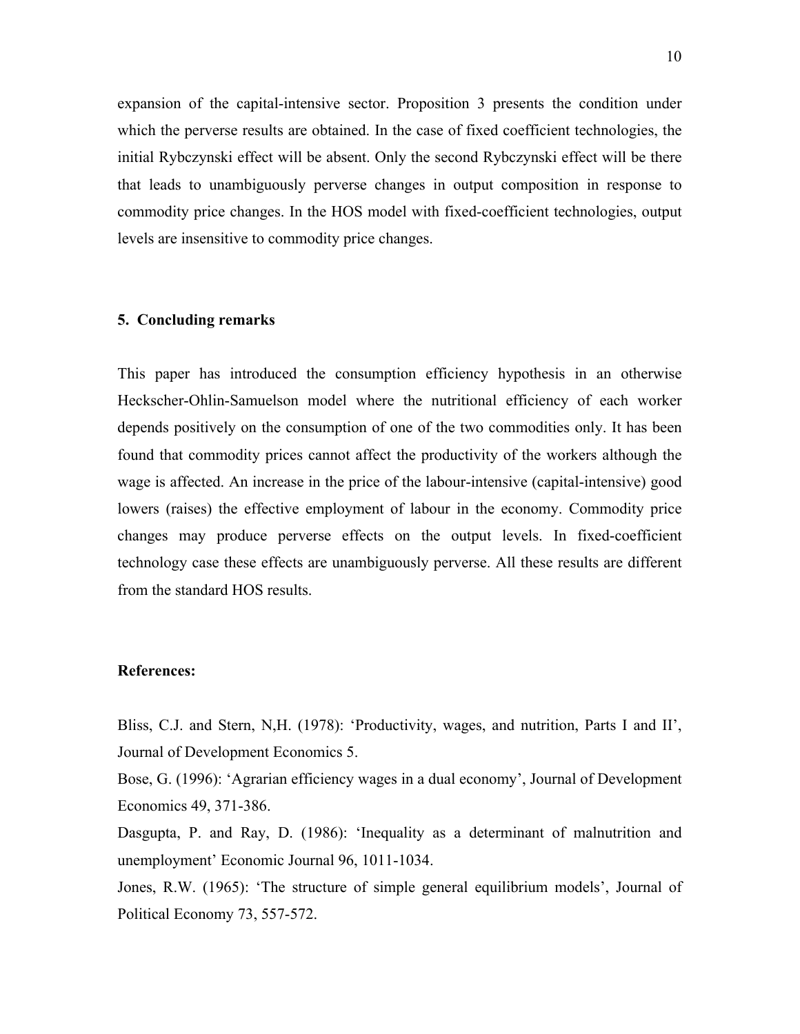expansion of the capital-intensive sector. Proposition 3 presents the condition under which the perverse results are obtained. In the case of fixed coefficient technologies, the initial Rybczynski effect will be absent. Only the second Rybczynski effect will be there that leads to unambiguously perverse changes in output composition in response to commodity price changes. In the HOS model with fixed-coefficient technologies, output levels are insensitive to commodity price changes.

## 5. Concluding remarks

This paper has introduced the consumption efficiency hypothesis in an otherwise Heckscher-Ohlin-Samuelson model where the nutritional efficiency of each worker depends positively on the consumption of one of the two commodities only. It has been found that commodity prices cannot affect the productivity of the workers although the wage is affected. An increase in the price of the labour-intensive (capital-intensive) good lowers (raises) the effective employment of labour in the economy. Commodity price changes may produce perverse effects on the output levels. In fixed-coefficient technology case these effects are unambiguously perverse. All these results are different from the standard HOS results.

## References:

Bliss, C.J. and Stern, N,H. (1978): 'Productivity, wages, and nutrition, Parts I and II', Journal of Development Economics 5.

Bose, G. (1996): 'Agrarian efficiency wages in a dual economy', Journal of Development Economics 49, 371-386.

Dasgupta, P. and Ray, D. (1986): 'Inequality as a determinant of malnutrition and unemployment' Economic Journal 96, 1011-1034.

Jones, R.W. (1965): 'The structure of simple general equilibrium models', Journal of Political Economy 73, 557-572.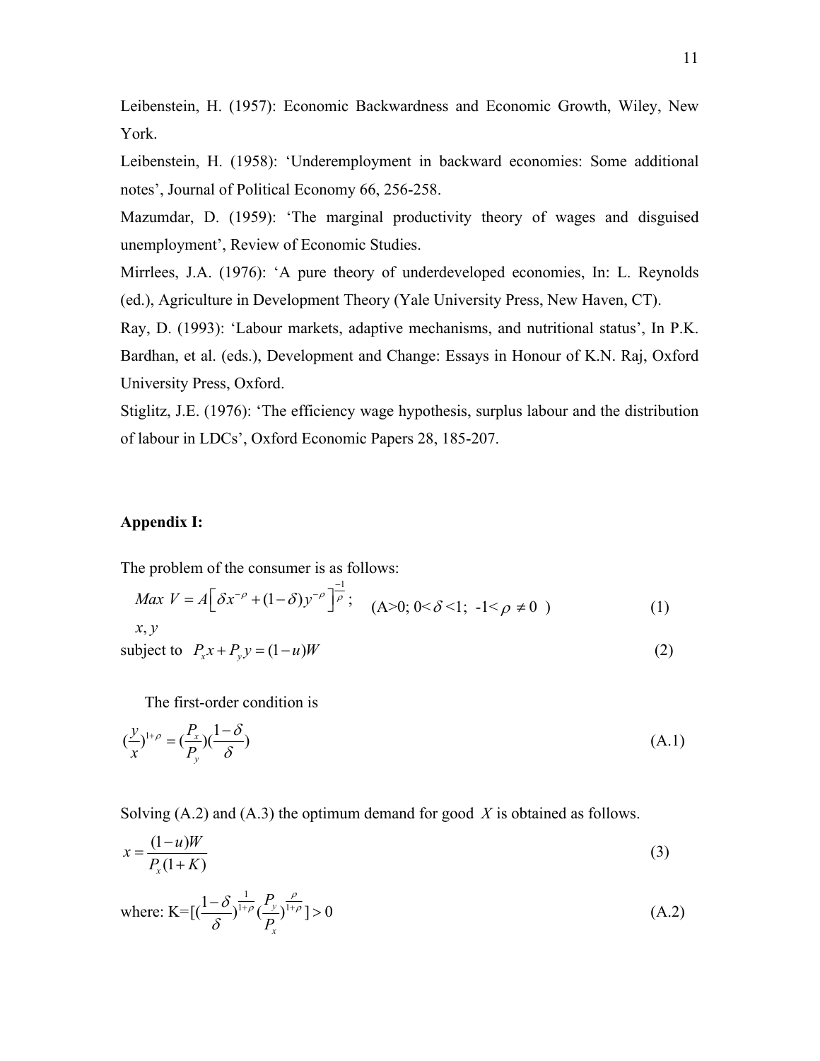Leibenstein, H. (1957): Economic Backwardness and Economic Growth, Wiley, New York.

Leibenstein, H. (1958): 'Underemployment in backward economies: Some additional notes', Journal of Political Economy 66, 256-258.

Mazumdar, D. (1959): 'The marginal productivity theory of wages and disguised unemployment', Review of Economic Studies.

Mirrlees, J.A. (1976): 'A pure theory of underdeveloped economies, In: L. Reynolds (ed.), Agriculture in Development Theory (Yale University Press, New Haven, CT).

Ray, D. (1993): 'Labour markets, adaptive mechanisms, and nutritional status', In P.K. Bardhan, et al. (eds.), Development and Change: Essays in Honour of K.N. Raj, Oxford University Press, Oxford.

Stiglitz, J.E. (1976): 'The efficiency wage hypothesis, surplus labour and the distribution of labour in LDCs', Oxford Economic Papers 28, 185-207.

**Appendix I:**

The problem of the consumer is as follows:

$$\underset{x,y}{Max}\ V = A\left[\delta x^{-\rho} + (1-\delta)y^{-\rho}\right]^{\frac{-1}{\rho}}; \quad (A>0;\ 0<\delta<1;\ -1<\rho \neq 0\ ) \tag{1}$$

subject to $P_x x + P_y y = (1-u)W$ (2)

The first-order condition is

$$(\frac{y}{x})^{1+\rho} = (\frac{P_x}{P_y})(\frac{1-\delta}{\delta}) \tag{A.1}$$

Solving (A.2) and (A.3) the optimum demand for good $X$ is obtained as follows.

$$x = \frac{(1-u)W}{P_x(1+K)} \tag{3}$$

$$\text{where: } K=[(\frac{1-\delta}{\delta})^{\frac{1}{1+\rho}}(\frac{P_y}{P_x})^{\frac{\rho}{1+\rho}}] > 0 \tag{A.2}$$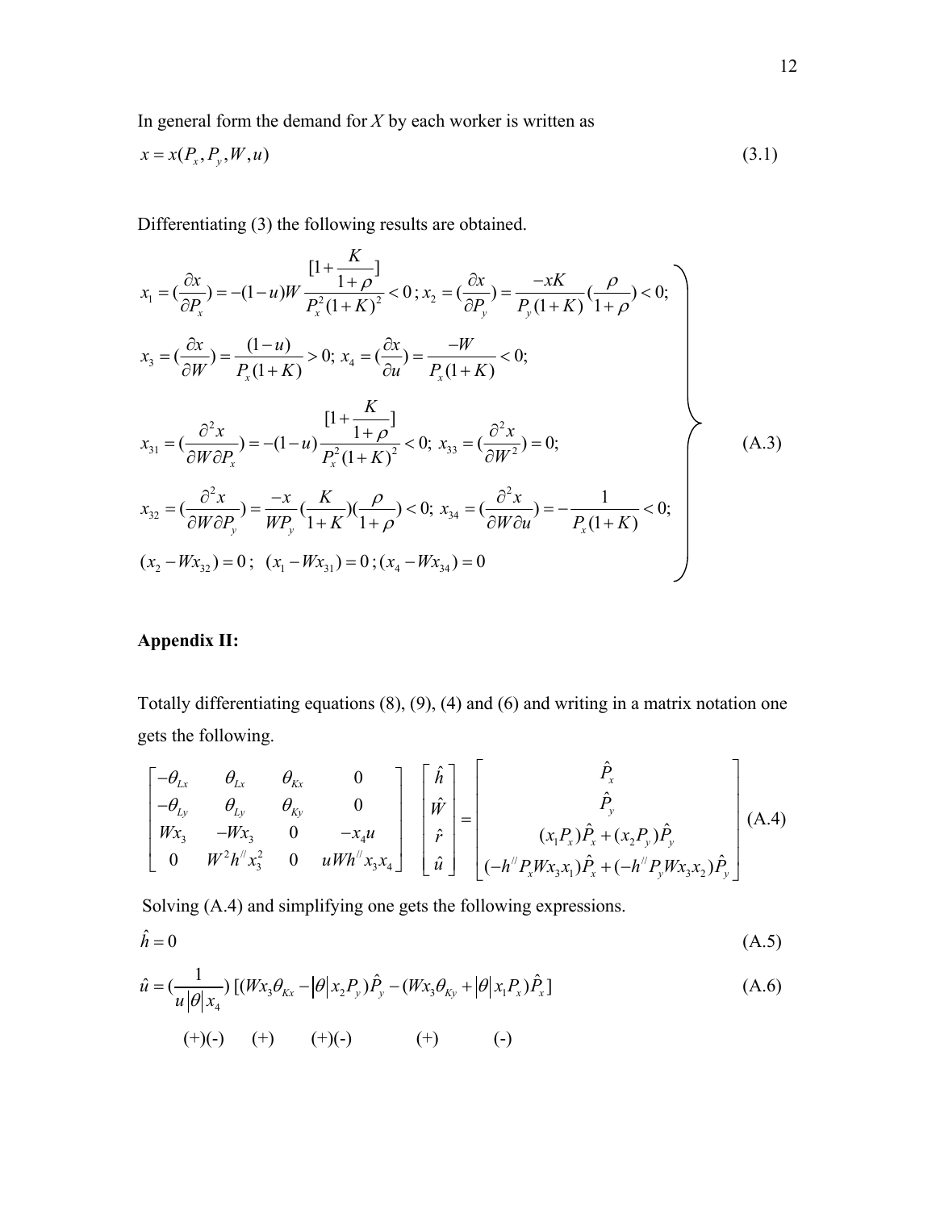In general form the demand for $X$ by each worker is written as

$$x = x(P_x, P_y, W, u) \tag{3.1}$$

Differentiating (3) the following results are obtained.

$$\left.\begin{aligned}
& x_1 = (\frac{\partial x}{\partial P_x}) = -(1-u)W\frac{[1+\frac{K}{1+\rho}]}{P_x^2(1+K)^2} < 0\,; x_2 = (\frac{\partial x}{\partial P_y}) = \frac{-xK}{P_y(1+K)}(\frac{\rho}{1+\rho}) < 0; \\
& x_3 = (\frac{\partial x}{\partial W}) = \frac{(1-u)}{P_x(1+K)} > 0;\; x_4 = (\frac{\partial x}{\partial u}) = \frac{-W}{P_x(1+K)} < 0; \\
& x_{31} = (\frac{\partial^2 x}{\partial W \partial P_x}) = -(1-u)\frac{[1+\frac{K}{1+\rho}]}{P_x^2(1+K)^2} < 0;\; x_{33} = (\frac{\partial^2 x}{\partial W^2}) = 0; \\
& x_{32} = (\frac{\partial^2 x}{\partial W \partial P_y}) = \frac{-x}{WP_y}(\frac{K}{1+K})(\frac{\rho}{1+\rho}) < 0;\; x_{34} = (\frac{\partial^2 x}{\partial W \partial u}) = -\frac{1}{P_x(1+K)} < 0; \\
& (x_2 - Wx_{32}) = 0\,;\; (x_1 - Wx_{31}) = 0\,; (x_4 - Wx_{34}) = 0
\end{aligned}\right\} \tag{A.3}$$

## Appendix II:

Totally differentiating equations (8), (9), (4) and (6) and writing in a matrix notation one gets the following.

$$\begin{bmatrix} -\theta_{Lx} & \theta_{Lx} & \theta_{Kx} & 0 \\ -\theta_{Ly} & \theta_{Ly} & \theta_{Ky} & 0 \\ Wx_3 & -Wx_3 & 0 & -x_4 u \\ 0 & W^2 h^{//} x_3^2 & 0 & uWh^{//} x_3 x_4 \end{bmatrix} \begin{bmatrix} \hat{h} \\ \hat{W} \\ \hat{r} \\ \hat{u} \end{bmatrix} = \begin{bmatrix} \hat{P}_x \\ \hat{P}_y \\ (x_1 P_x)\hat{P}_x + (x_2 P_y)\hat{P}_y \\ (-h^{//} P_x W x_3 x_1)\hat{P}_x + (-h^{//} P_y W x_3 x_2)\hat{P}_y \end{bmatrix} \tag{A.4}$$

Solving (A.4) and simplifying one gets the following expressions.

$$\hat{h} = 0 \tag{A.5}$$

$$\hat{u} = (\frac{1}{u|\theta| x_4})\,[(Wx_3\theta_{Kx} - |\theta| x_2 P_y)\hat{P}_y - (Wx_3\theta_{Ky} + |\theta| x_1 P_x)\hat{P}_x] \tag{A.6}$$

(+)(-) (+) (+)(-) (+) (-)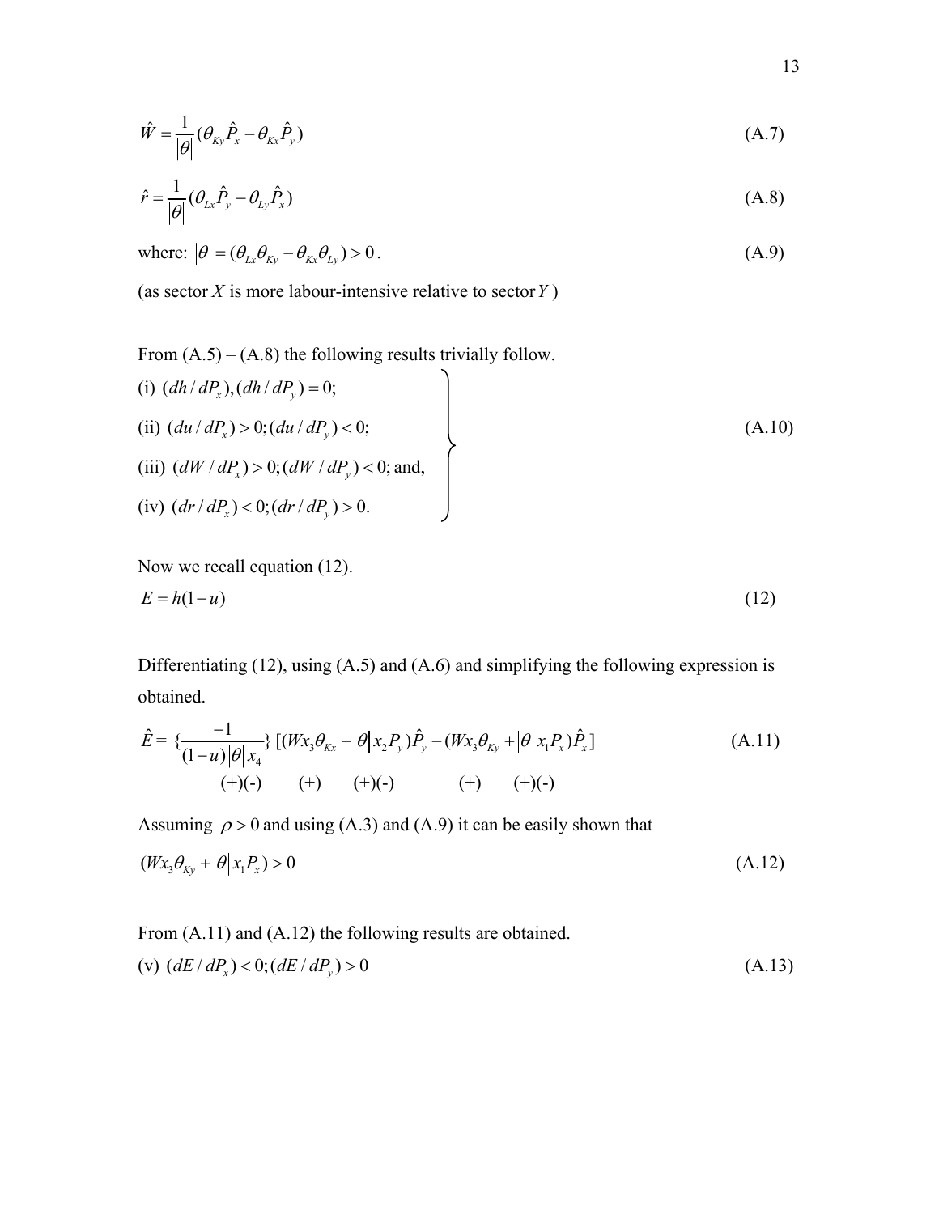$$\hat{W} = \frac{1}{|\theta|}(\theta_{Ky}\hat{P}_x - \theta_{Kx}\hat{P}_y) \tag{A.7}$$

$$\hat{r} = \frac{1}{|\theta|}(\theta_{Lx}\hat{P}_y - \theta_{Ly}\hat{P}_x) \tag{A.8}$$

where: $|\theta| = (\theta_{Lx}\theta_{Ky} - \theta_{Kx}\theta_{Ly}) > 0$. (A.9)

(as sector $X$ is more labour-intensive relative to sector $Y$ )

From (A.5) – (A.8) the following results trivially follow.

$$\left.\begin{array}{l}
\text{(i) } (dh/dP_x), (dh/dP_y) = 0; \\
\text{(ii) } (du/dP_x) > 0; (du/dP_y) < 0; \\
\text{(iii) } (dW/dP_x) > 0; (dW/dP_y) < 0; \text{ and,} \\
\text{(iv) } (dr/dP_x) < 0; (dr/dP_y) > 0.
\end{array}\right\} \tag{A.10}$$

Now we recall equation (12).

$$E = h(1-u) \tag{12}$$

Differentiating (12), using (A.5) and (A.6) and simplifying the following expression is obtained.

$$\hat{E} = \{\underset{(+)(-)}{\frac{-1}{(1-u)|\theta|x_4}}\}\,[(\underset{(+)}{Wx_3\theta_{Kx}} - \underset{(+)(-)}{|\theta|x_2P_y})\hat{P}_y - (\underset{(+)}{Wx_3\theta_{Ky}} + \underset{(+)(-)}{|\theta|x_1P_x})\hat{P}_x] \tag{A.11}$$

Assuming $\rho > 0$ and using (A.3) and (A.9) it can be easily shown that

$$(Wx_3\theta_{Ky} + |\theta|x_1P_x) > 0 \tag{A.12}$$

From (A.11) and (A.12) the following results are obtained.

$$\text{(v) } (dE/dP_x) < 0; (dE/dP_y) > 0 \tag{A.13}$$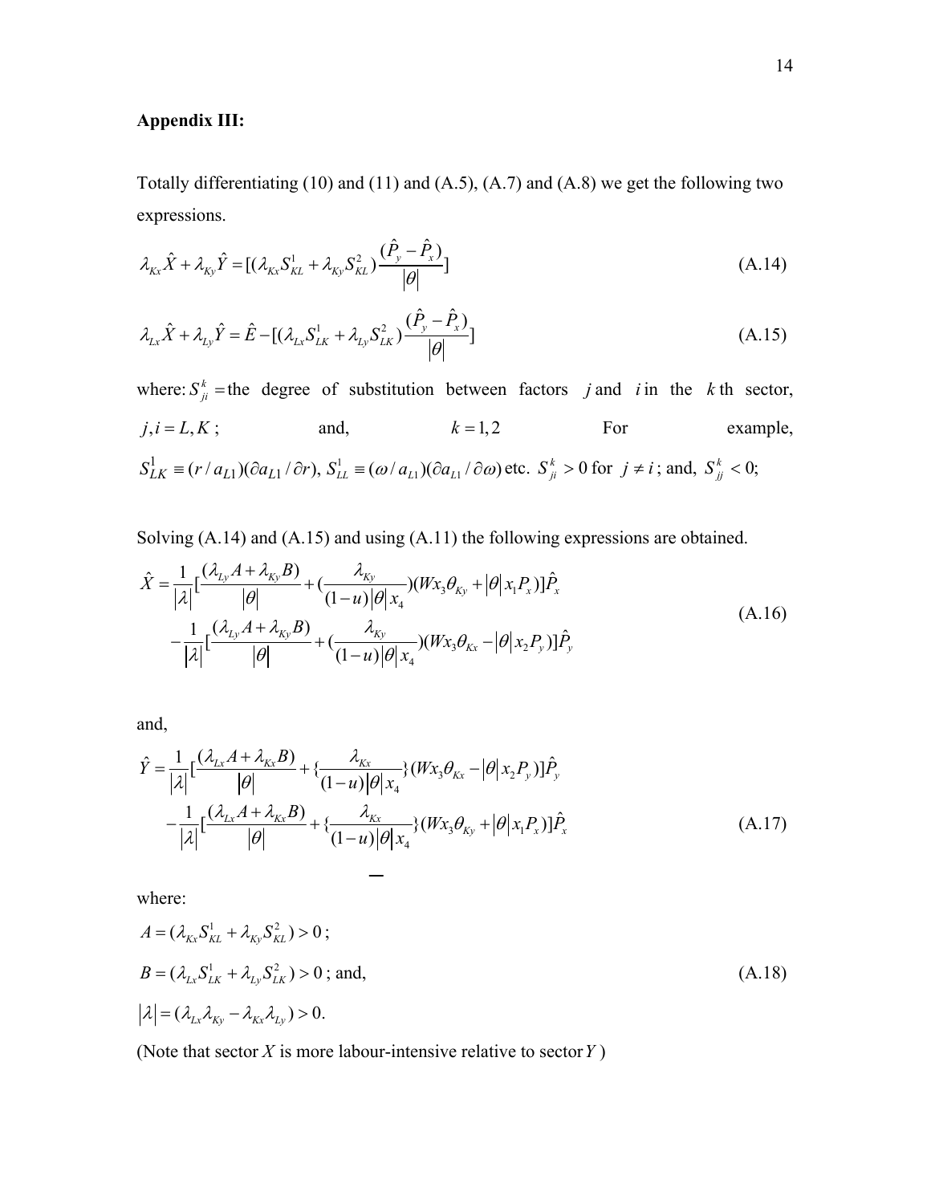**Appendix III:**

Totally differentiating (10) and (11) and (A.5), (A.7) and (A.8) we get the following two expressions.

$$\lambda_{Kx}\hat{X} + \lambda_{Ky}\hat{Y} = [(\lambda_{Kx}S_{KL}^{1} + \lambda_{Ky}S_{KL}^{2})\frac{(\hat{P}_y - \hat{P}_x)}{|\theta|}] \tag{A.14}$$

$$\lambda_{Lx}\hat{X} + \lambda_{Ly}\hat{Y} = \hat{E} - [(\lambda_{Lx}S_{LK}^{1} + \lambda_{Ly}S_{LK}^{2})\frac{(\hat{P}_y - \hat{P}_x)}{|\theta|}] \tag{A.15}$$

where: $S_{ji}^{k}$ = the degree of substitution between factors $j$ and $i$ in the $k$th sector, $j,i = L,K$; and, $k = 1,2$ For example, $S_{LK}^{1} \equiv (r/a_{L1})(\partial a_{L1}/\partial r)$, $S_{LL}^{1} \equiv (\omega/a_{L1})(\partial a_{L1}/\partial \omega)$ etc. $S_{ji}^{k} > 0$ for $j \neq i$; and, $S_{jj}^{k} < 0$;

Solving (A.14) and (A.15) and using (A.11) the following expressions are obtained.

$$\begin{aligned}\hat{X} &= \frac{1}{|\lambda|}[\frac{(\lambda_{Ly}A + \lambda_{Ky}B)}{|\theta|} + (\frac{\lambda_{Ky}}{(1-u)|\theta|x_4})(Wx_3\theta_{Ky} + |\theta|x_1P_x)]\hat{P}_x \\ &\quad - \frac{1}{|\lambda|}[\frac{(\lambda_{Ly}A + \lambda_{Ky}B)}{|\theta|} + (\frac{\lambda_{Ky}}{(1-u)|\theta|x_4})(Wx_3\theta_{Kx} - |\theta|x_2P_y)]\hat{P}_y\end{aligned} \tag{A.16}$$

and,

$$\begin{aligned}\hat{Y} &= \frac{1}{|\lambda|}[\frac{(\lambda_{Lx}A + \lambda_{Kx}B)}{|\theta|} + \{\frac{\lambda_{Kx}}{(1-u)|\theta|x_4}\}(Wx_3\theta_{Kx} - |\theta|x_2P_y)]\hat{P}_y \\ &\quad - \frac{1}{|\lambda|}[\frac{(\lambda_{Lx}A + \lambda_{Kx}B)}{|\theta|} + \{\frac{\lambda_{Kx}}{(1-u)|\theta|x_4}\}(Wx_3\theta_{Ky} + |\theta|x_1P_x)]\hat{P}_x\end{aligned} \tag{A.17}$$

where:

$$A = (\lambda_{Kx}S_{KL}^{1} + \lambda_{Ky}S_{KL}^{2}) > 0;$$

$$B = (\lambda_{Lx}S_{LK}^{1} + \lambda_{Ly}S_{LK}^{2}) > 0; \text{ and,} \tag{A.18}$$

$$|\lambda| = (\lambda_{Lx}\lambda_{Ky} - \lambda_{Kx}\lambda_{Ly}) > 0.$$

(Note that sector $X$ is more labour-intensive relative to sector $Y$)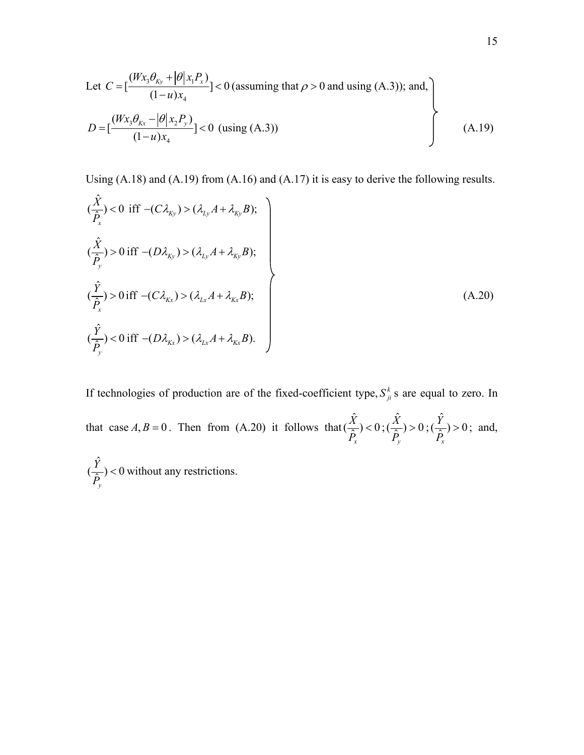$$
\left.
\begin{aligned}
&\text{Let } C = [\frac{(Wx_3\theta_{Ky} + |\theta| x_1 P_x)}{(1-u)x_4}] < 0 \text{ (assuming that } \rho > 0 \text{ and using (A.3)); and,}\\
&D = [\frac{(Wx_3\theta_{Kx} - |\theta| x_2 P_y)}{(1-u)x_4}] < 0 \text{ (using (A.3))}
\end{aligned}
\right\} \quad \text{(A.19)}
$$

Using (A.18) and (A.19) from (A.16) and (A.17) it is easy to derive the following results.

$$
\left.
\begin{aligned}
&(\frac{\hat{X}}{\hat{P}_x}) < 0 \text{ iff } -(C\lambda_{Ky}) > (\lambda_{Ly}A + \lambda_{Ky}B);\\
&(\frac{\hat{X}}{\hat{P}_y}) > 0 \text{ iff } -(D\lambda_{Ky}) > (\lambda_{Ly}A + \lambda_{Ky}B);\\
&(\frac{\hat{Y}}{\hat{P}_x}) > 0 \text{ iff } -(C\lambda_{Kx}) > (\lambda_{Lx}A + \lambda_{Kx}B);\\
&(\frac{\hat{Y}}{\hat{P}_y}) < 0 \text{ iff } -(D\lambda_{Kx}) > (\lambda_{Lx}A + \lambda_{Kx}B).
\end{aligned}
\right\} \quad \text{(A.20)}
$$

If technologies of production are of the fixed-coefficient type, $S_{ji}^{k}$ s are equal to zero. In that case $A, B = 0$. Then from (A.20) it follows that $(\frac{\hat{X}}{\hat{P}_x}) < 0$; $(\frac{\hat{X}}{\hat{P}_y}) > 0$; $(\frac{\hat{Y}}{\hat{P}_x}) > 0$; and, $(\frac{\hat{Y}}{\hat{P}_y}) < 0$ without any restrictions.